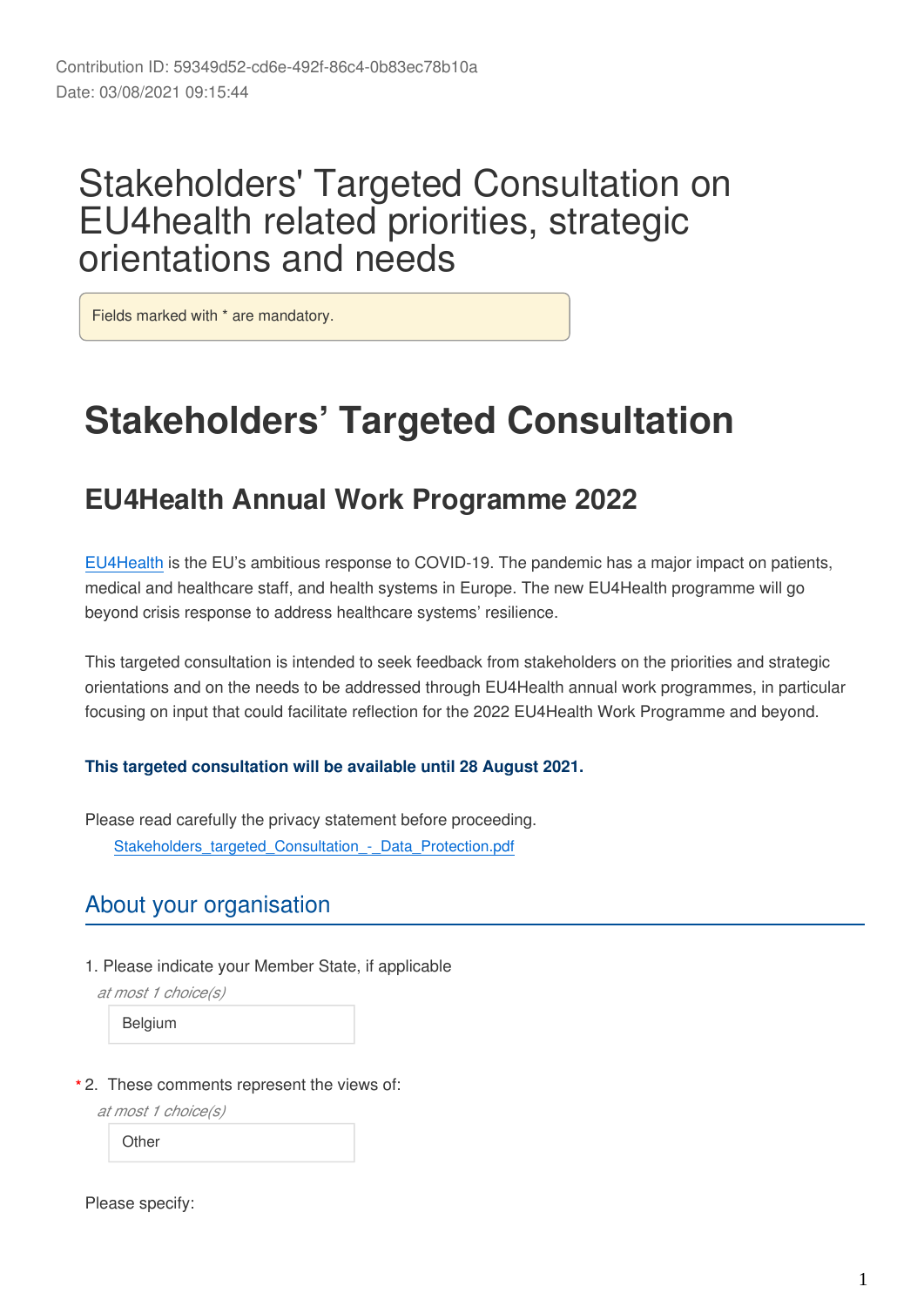Contribution ID: 59349d52-cd6e-492f-86c4-0b83ec78b10a
Date: 03/08/2021 09:15:44

# Stakeholders' Targeted Consultation on EU4health related priorities, strategic orientations and needs

Fields marked with * are mandatory.

# Stakeholders' Targeted Consultation

## EU4Health Annual Work Programme 2022

EU4Health is the EU's ambitious response to COVID-19. The pandemic has a major impact on patients, medical and healthcare staff, and health systems in Europe. The new EU4Health programme will go beyond crisis response to address healthcare systems' resilience.

This targeted consultation is intended to seek feedback from stakeholders on the priorities and strategic orientations and on the needs to be addressed through EU4Health annual work programmes, in particular focusing on input that could facilitate reflection for the 2022 EU4Health Work Programme and beyond.

**This targeted consultation will be available until 28 August 2021.**

Please read carefully the privacy statement before proceeding.
Stakeholders_targeted_Consultation_-_Data_Protection.pdf

## About your organisation

1. Please indicate your Member State, if applicable

*at most 1 choice(s)*

Belgium

* 2. These comments represent the views of:

*at most 1 choice(s)*

Other

Please specify: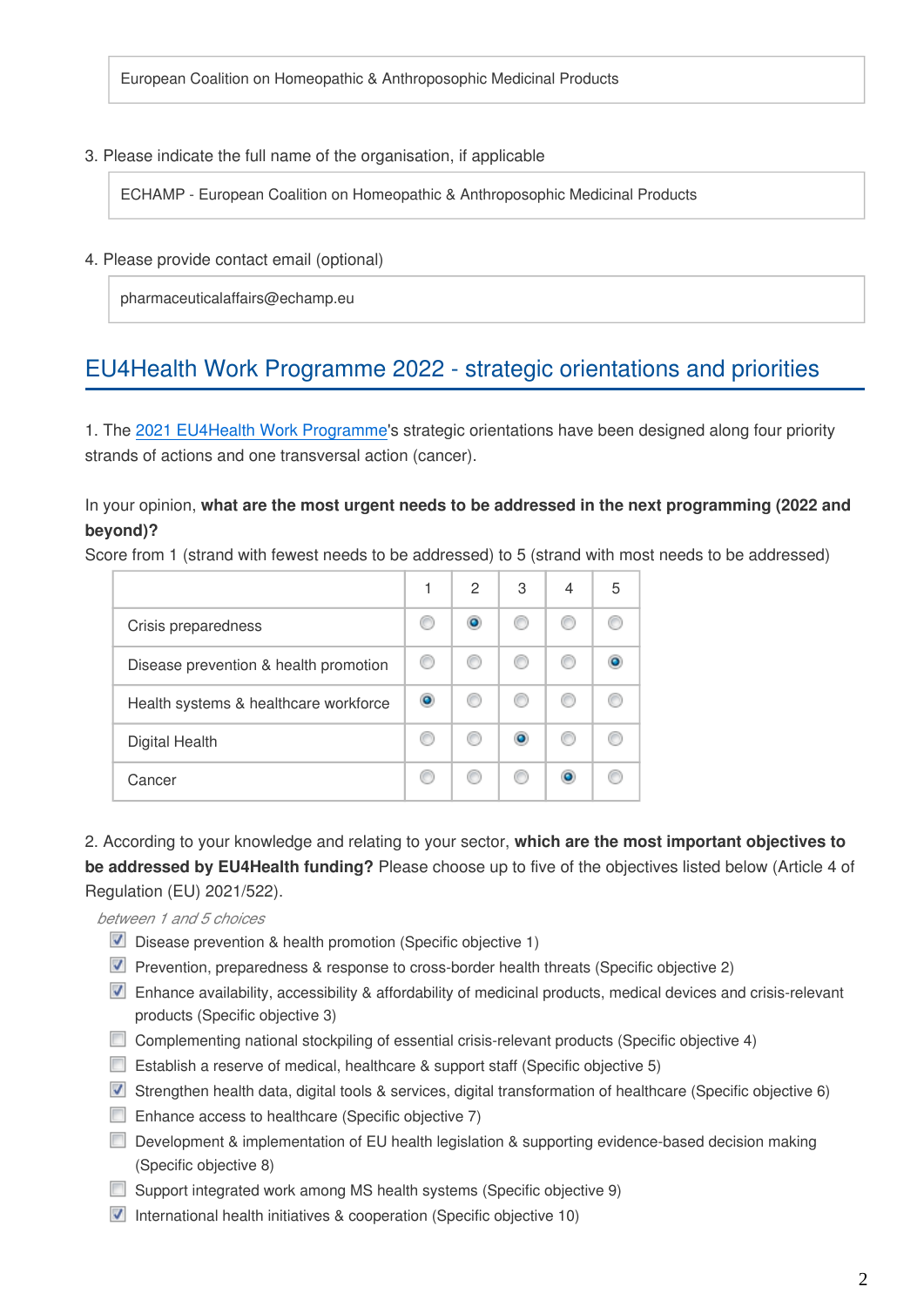European Coalition on Homeopathic & Anthroposophic Medicinal Products

3. Please indicate the full name of the organisation, if applicable

ECHAMP - European Coalition on Homeopathic & Anthroposophic Medicinal Products

4. Please provide contact email (optional)

pharmaceuticalaffairs@echamp.eu

## EU4Health Work Programme 2022 - strategic orientations and priorities

1. The 2021 EU4Health Work Programme's strategic orientations have been designed along four priority strands of actions and one transversal action (cancer).

In your opinion, **what are the most urgent needs to be addressed in the next programming (2022 and beyond)?**
Score from 1 (strand with fewest needs to be addressed) to 5 (strand with most needs to be addressed)

| | 1 | 2 | 3 | 4 | 5 |
|---|---|---|---|---|---|
| Crisis preparedness | | ● | | | |
| Disease prevention & health promotion | | | | | ● |
| Health systems & healthcare workforce | ● | | | | |
| Digital Health | | | ● | | |
| Cancer | | | | ● | |

2. According to your knowledge and relating to your sector, **which are the most important objectives to be addressed by EU4Health funding?** Please choose up to five of the objectives listed below (Article 4 of Regulation (EU) 2021/522).

*between 1 and 5 choices*

- [x] Disease prevention & health promotion (Specific objective 1)
- [x] Prevention, preparedness & response to cross-border health threats (Specific objective 2)
- [x] Enhance availability, accessibility & affordability of medicinal products, medical devices and crisis-relevant products (Specific objective 3)
- [ ] Complementing national stockpiling of essential crisis-relevant products (Specific objective 4)
- [ ] Establish a reserve of medical, healthcare & support staff (Specific objective 5)
- [x] Strengthen health data, digital tools & services, digital transformation of healthcare (Specific objective 6)
- [ ] Enhance access to healthcare (Specific objective 7)
- [ ] Development & implementation of EU health legislation & supporting evidence-based decision making (Specific objective 8)
- [ ] Support integrated work among MS health systems (Specific objective 9)
- [x] International health initiatives & cooperation (Specific objective 10)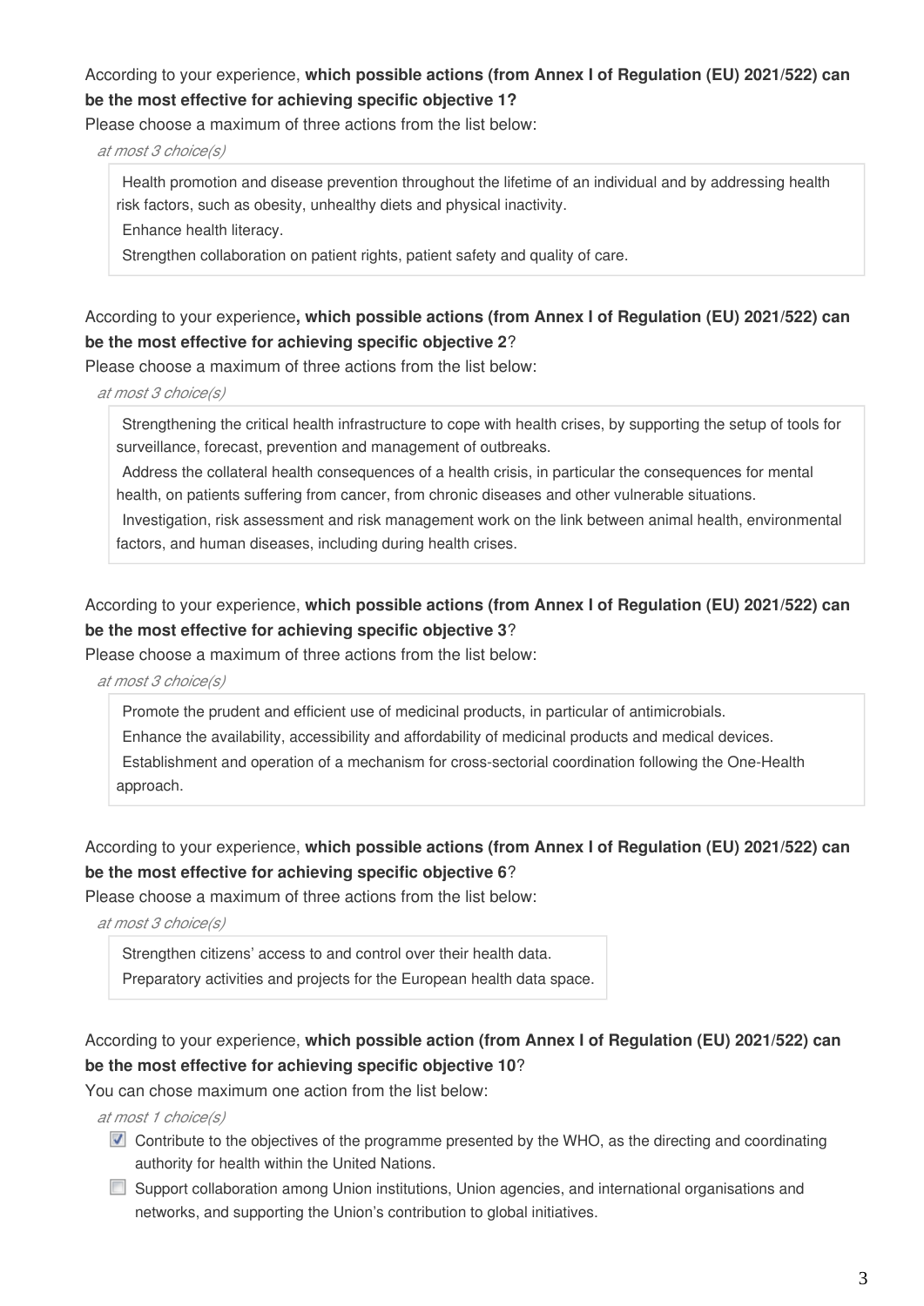According to your experience, **which possible actions (from Annex I of Regulation (EU) 2021/522) can be the most effective for achieving specific objective 1?**

Please choose a maximum of three actions from the list below:

*at most 3 choice(s)*

- Health promotion and disease prevention throughout the lifetime of an individual and by addressing health risk factors, such as obesity, unhealthy diets and physical inactivity.
- Enhance health literacy.
- Strengthen collaboration on patient rights, patient safety and quality of care.

According to your experience**, which possible actions (from Annex I of Regulation (EU) 2021/522) can be the most effective for achieving specific objective 2**?

Please choose a maximum of three actions from the list below:

*at most 3 choice(s)*

- Strengthening the critical health infrastructure to cope with health crises, by supporting the setup of tools for surveillance, forecast, prevention and management of outbreaks.
- Address the collateral health consequences of a health crisis, in particular the consequences for mental health, on patients suffering from cancer, from chronic diseases and other vulnerable situations.
- Investigation, risk assessment and risk management work on the link between animal health, environmental factors, and human diseases, including during health crises.

According to your experience, **which possible actions (from Annex I of Regulation (EU) 2021/522) can be the most effective for achieving specific objective 3**?

Please choose a maximum of three actions from the list below:

*at most 3 choice(s)*

- Promote the prudent and efficient use of medicinal products, in particular of antimicrobials.
- Enhance the availability, accessibility and affordability of medicinal products and medical devices.
- Establishment and operation of a mechanism for cross-sectorial coordination following the One-Health approach.

According to your experience, **which possible actions (from Annex I of Regulation (EU) 2021/522) can be the most effective for achieving specific objective 6**?

Please choose a maximum of three actions from the list below:

*at most 3 choice(s)*

- Strengthen citizens' access to and control over their health data.
- Preparatory activities and projects for the European health data space.

According to your experience, **which possible action (from Annex I of Regulation (EU) 2021/522) can be the most effective for achieving specific objective 10**?

You can chose maximum one action from the list below:

*at most 1 choice(s)*

- [x] Contribute to the objectives of the programme presented by the WHO, as the directing and coordinating authority for health within the United Nations.
- [ ] Support collaboration among Union institutions, Union agencies, and international organisations and networks, and supporting the Union's contribution to global initiatives.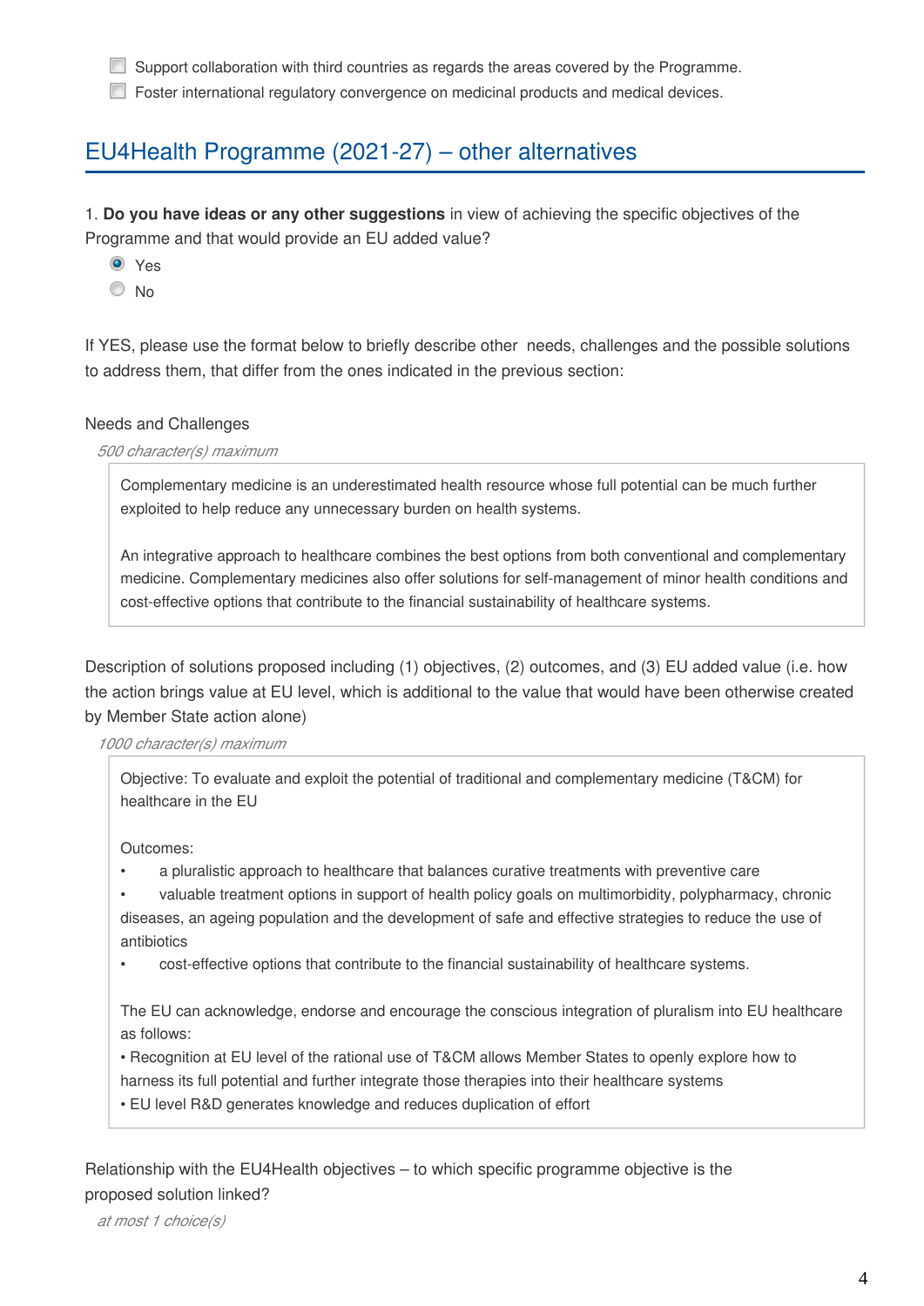- [ ] Support collaboration with third countries as regards the areas covered by the Programme.
- [ ] Foster international regulatory convergence on medicinal products and medical devices.

## EU4Health Programme (2021-27) – other alternatives

1. **Do you have ideas or any other suggestions** in view of achieving the specific objectives of the Programme and that would provide an EU added value?

- (x) Yes
- ( ) No

If YES, please use the format below to briefly describe other needs, challenges and the possible solutions to address them, that differ from the ones indicated in the previous section:

Needs and Challenges

*500 character(s) maximum*

> Complementary medicine is an underestimated health resource whose full potential can be much further exploited to help reduce any unnecessary burden on health systems.
>
> An integrative approach to healthcare combines the best options from both conventional and complementary medicine. Complementary medicines also offer solutions for self-management of minor health conditions and cost-effective options that contribute to the financial sustainability of healthcare systems.

Description of solutions proposed including (1) objectives, (2) outcomes, and (3) EU added value (i.e. how the action brings value at EU level, which is additional to the value that would have been otherwise created by Member State action alone)

*1000 character(s) maximum*

> Objective: To evaluate and exploit the potential of traditional and complementary medicine (T&CM) for healthcare in the EU
>
> Outcomes:
>
> - a pluralistic approach to healthcare that balances curative treatments with preventive care
> - valuable treatment options in support of health policy goals on multimorbidity, polypharmacy, chronic diseases, an ageing population and the development of safe and effective strategies to reduce the use of antibiotics
> - cost-effective options that contribute to the financial sustainability of healthcare systems.
>
> The EU can acknowledge, endorse and encourage the conscious integration of pluralism into EU healthcare as follows:
>
> • Recognition at EU level of the rational use of T&CM allows Member States to openly explore how to harness its full potential and further integrate those therapies into their healthcare systems
>
> • EU level R&D generates knowledge and reduces duplication of effort

Relationship with the EU4Health objectives – to which specific programme objective is the proposed solution linked?

*at most 1 choice(s)*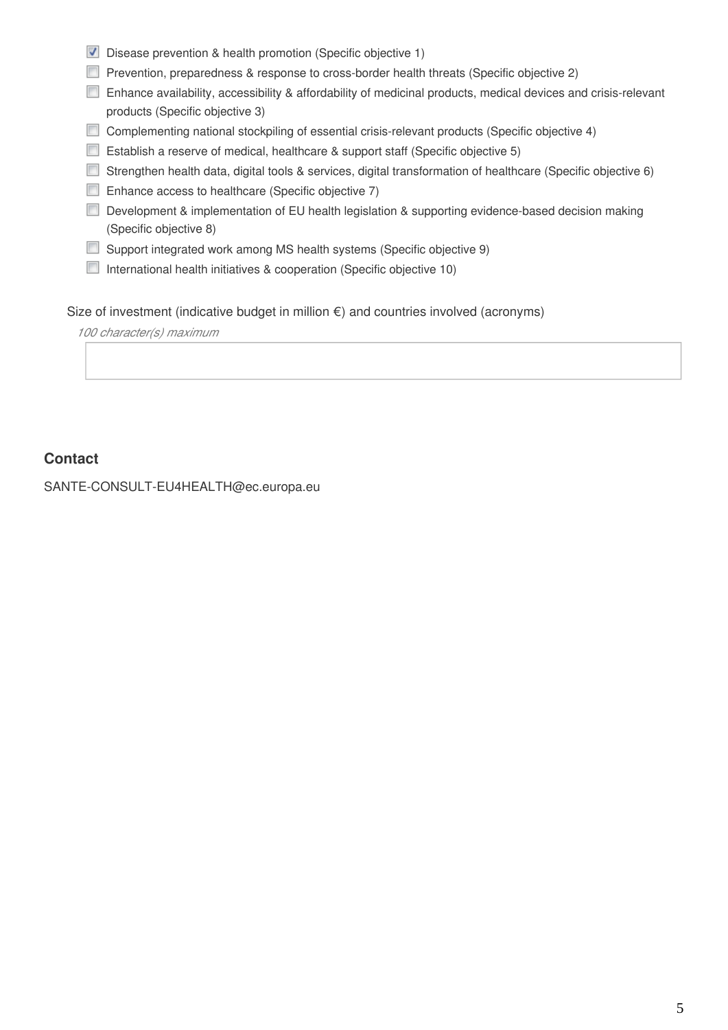- [x] Disease prevention & health promotion (Specific objective 1)
- [ ] Prevention, preparedness & response to cross-border health threats (Specific objective 2)
- [ ] Enhance availability, accessibility & affordability of medicinal products, medical devices and crisis-relevant products (Specific objective 3)
- [ ] Complementing national stockpiling of essential crisis-relevant products (Specific objective 4)
- [ ] Establish a reserve of medical, healthcare & support staff (Specific objective 5)
- [ ] Strengthen health data, digital tools & services, digital transformation of healthcare (Specific objective 6)
- [ ] Enhance access to healthcare (Specific objective 7)
- [ ] Development & implementation of EU health legislation & supporting evidence-based decision making (Specific objective 8)
- [ ] Support integrated work among MS health systems (Specific objective 9)
- [ ] International health initiatives & cooperation (Specific objective 10)

Size of investment (indicative budget in million €) and countries involved (acronyms)

*100 character(s) maximum*

## Contact

SANTE-CONSULT-EU4HEALTH@ec.europa.eu